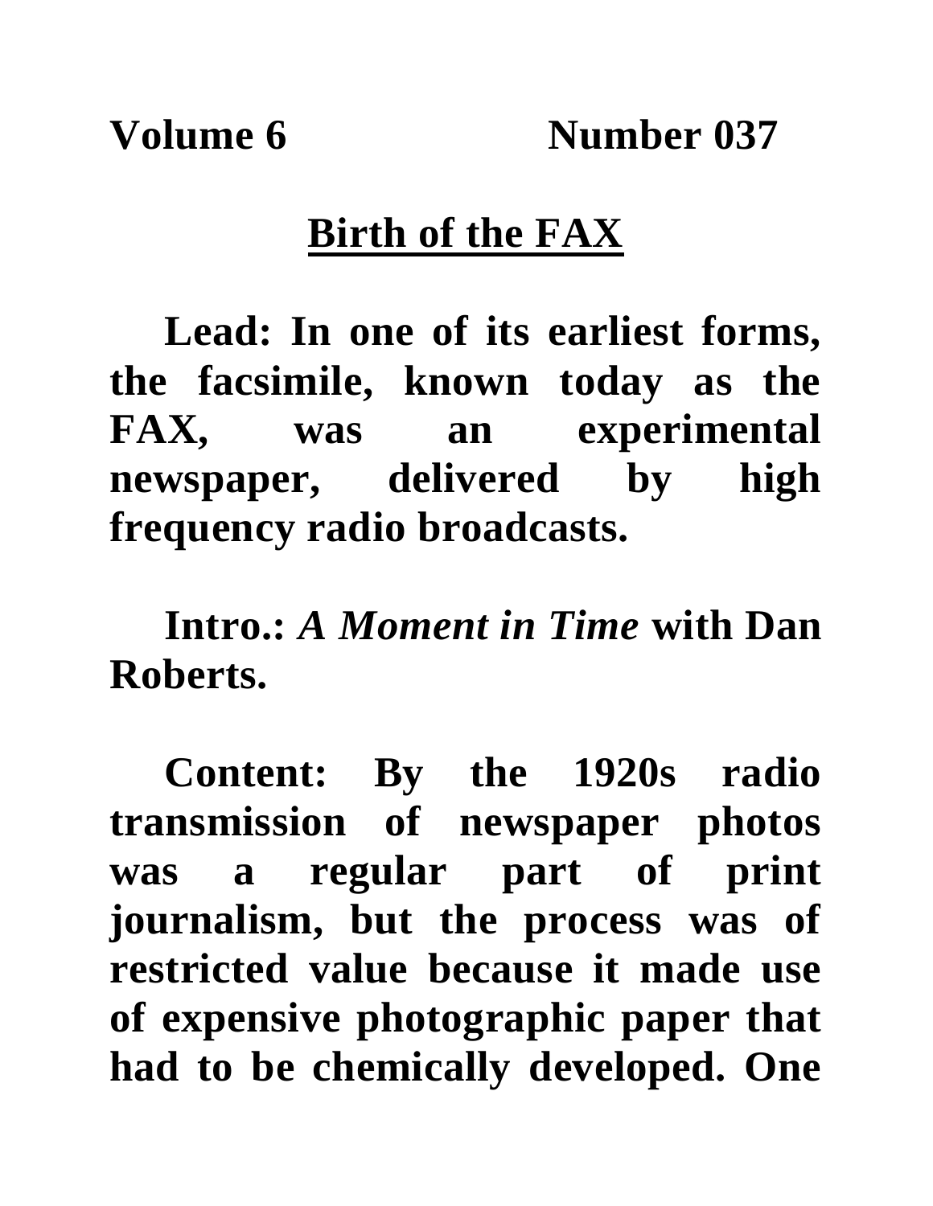**Volume 6 Number 037**

# Birth of the FAX

**Lead: In one of its earliest forms, the facsimile, known today as the FAX, was an experimental newspaper, delivered by high frequency radio broadcasts.**

**Intro.: *A Moment in Time* with Dan Roberts.**

**Content: By the 1920s radio transmission of newspaper photos was a regular part of print journalism, but the process was of restricted value because it made use of expensive photographic paper that had to be chemically developed. One**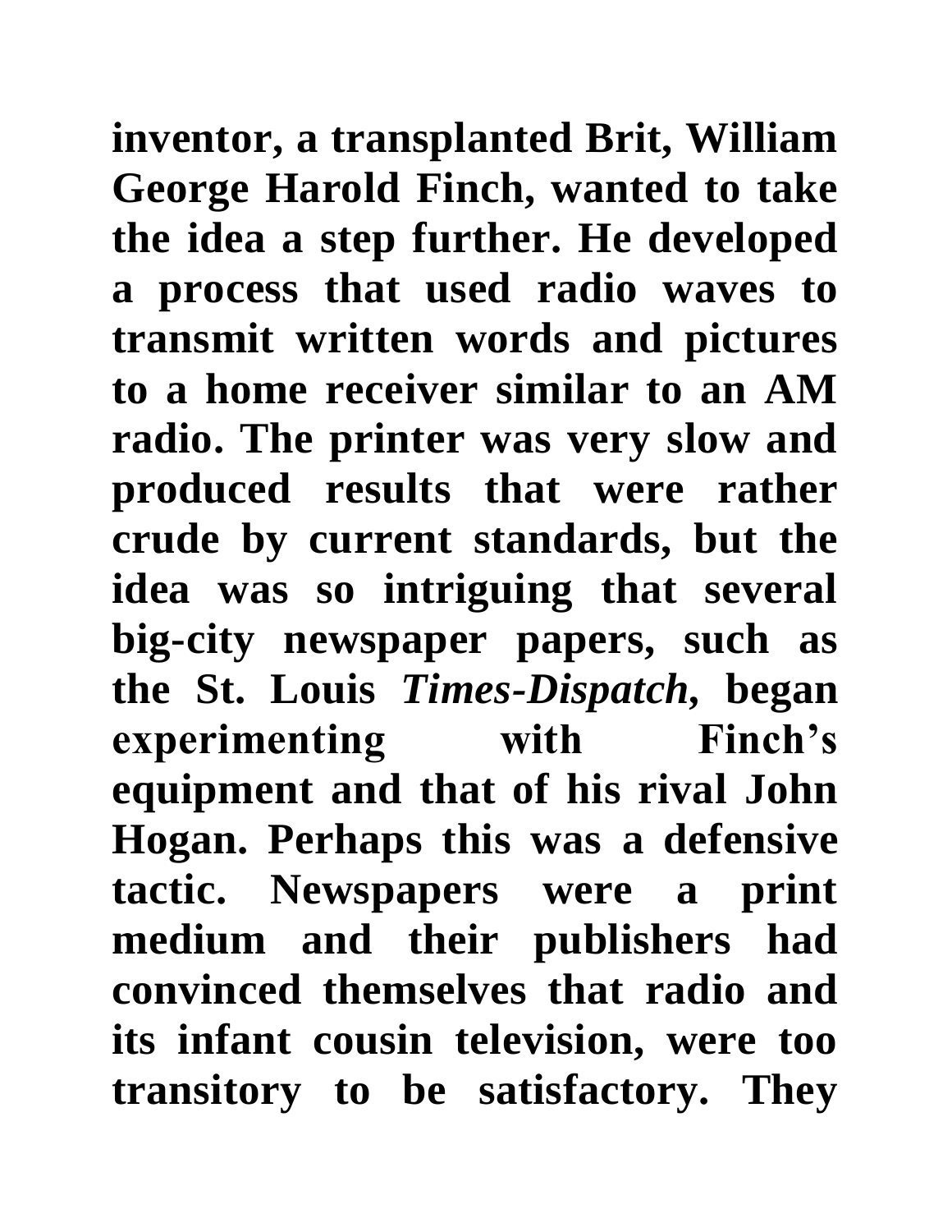inventor, a transplanted Brit, William George Harold Finch, wanted to take the idea a step further. He developed a process that used radio waves to transmit written words and pictures to a home receiver similar to an AM radio. The printer was very slow and produced results that were rather crude by current standards, but the idea was so intriguing that several big-city newspaper papers, such as the St. Louis *Times-Dispatch*, began experimenting with Finch's equipment and that of his rival John Hogan. Perhaps this was a defensive tactic. Newspapers were a print medium and their publishers had convinced themselves that radio and its infant cousin television, were too transitory to be satisfactory. They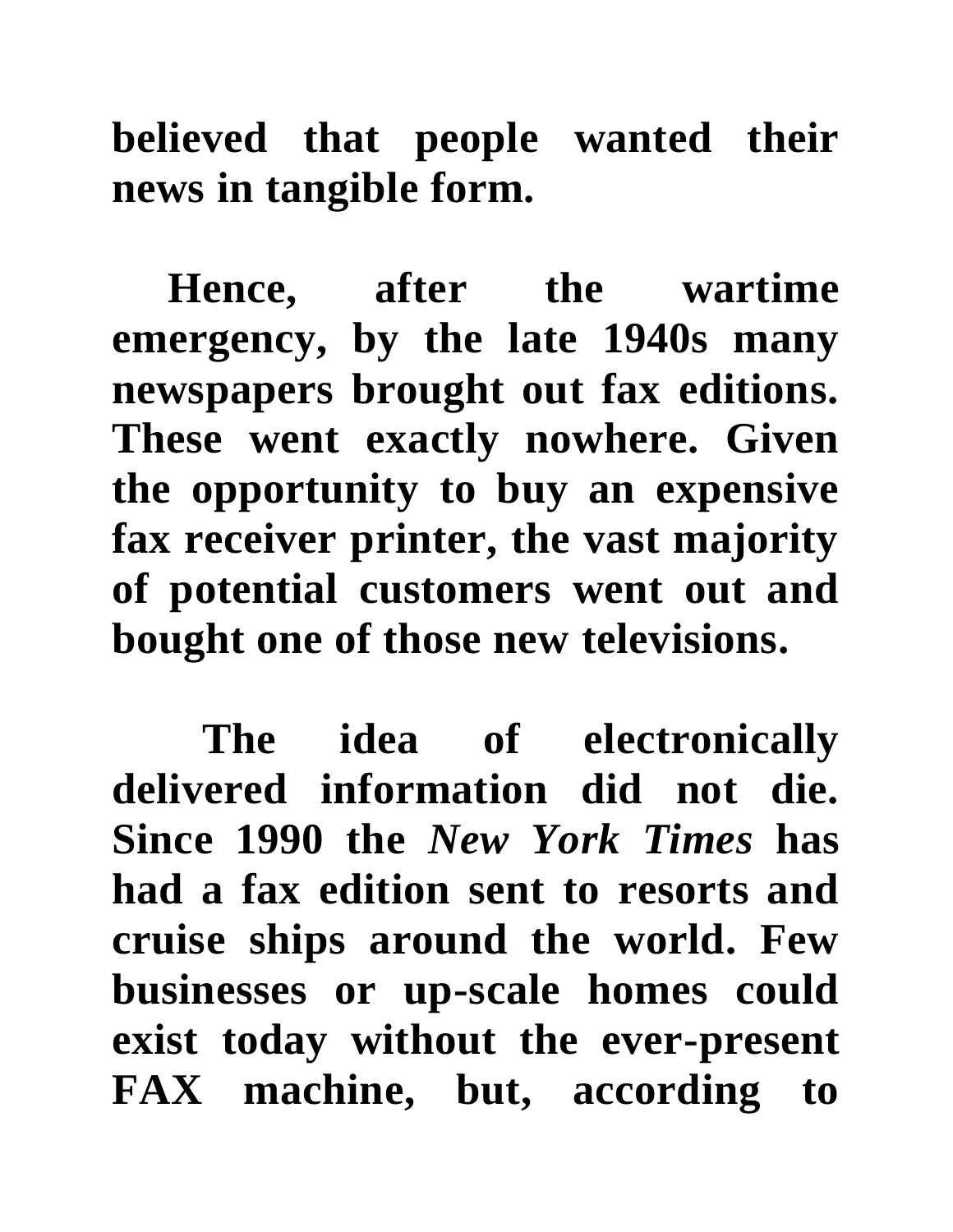**believed that people wanted their news in tangible form.**

**Hence, after the wartime emergency, by the late 1940s many newspapers brought out fax editions. These went exactly nowhere. Given the opportunity to buy an expensive fax receiver printer, the vast majority of potential customers went out and bought one of those new televisions.**

**The idea of electronically delivered information did not die. Since 1990 the *New York Times* has had a fax edition sent to resorts and cruise ships around the world. Few businesses or up-scale homes could exist today without the ever-present FAX machine, but, according to**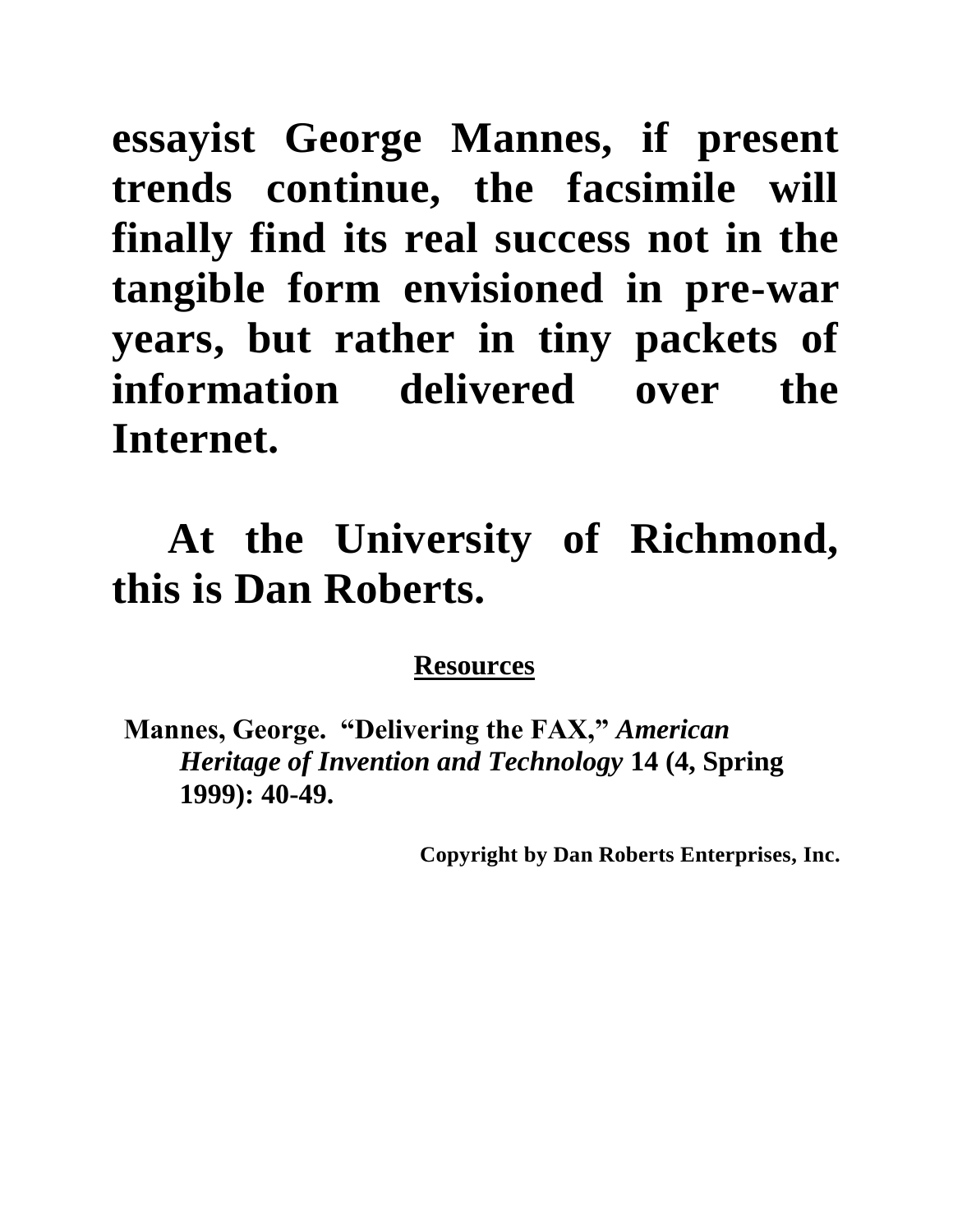**essayist George Mannes, if present trends continue, the facsimile will finally find its real success not in the tangible form envisioned in pre-war years, but rather in tiny packets of information delivered over the Internet.**

**At the University of Richmond, this is Dan Roberts.**

**Resources**

**Mannes, George. "Delivering the FAX,"** ***American Heritage of Invention and Technology*** **14 (4, Spring 1999): 40-49.**

**Copyright by Dan Roberts Enterprises, Inc.**